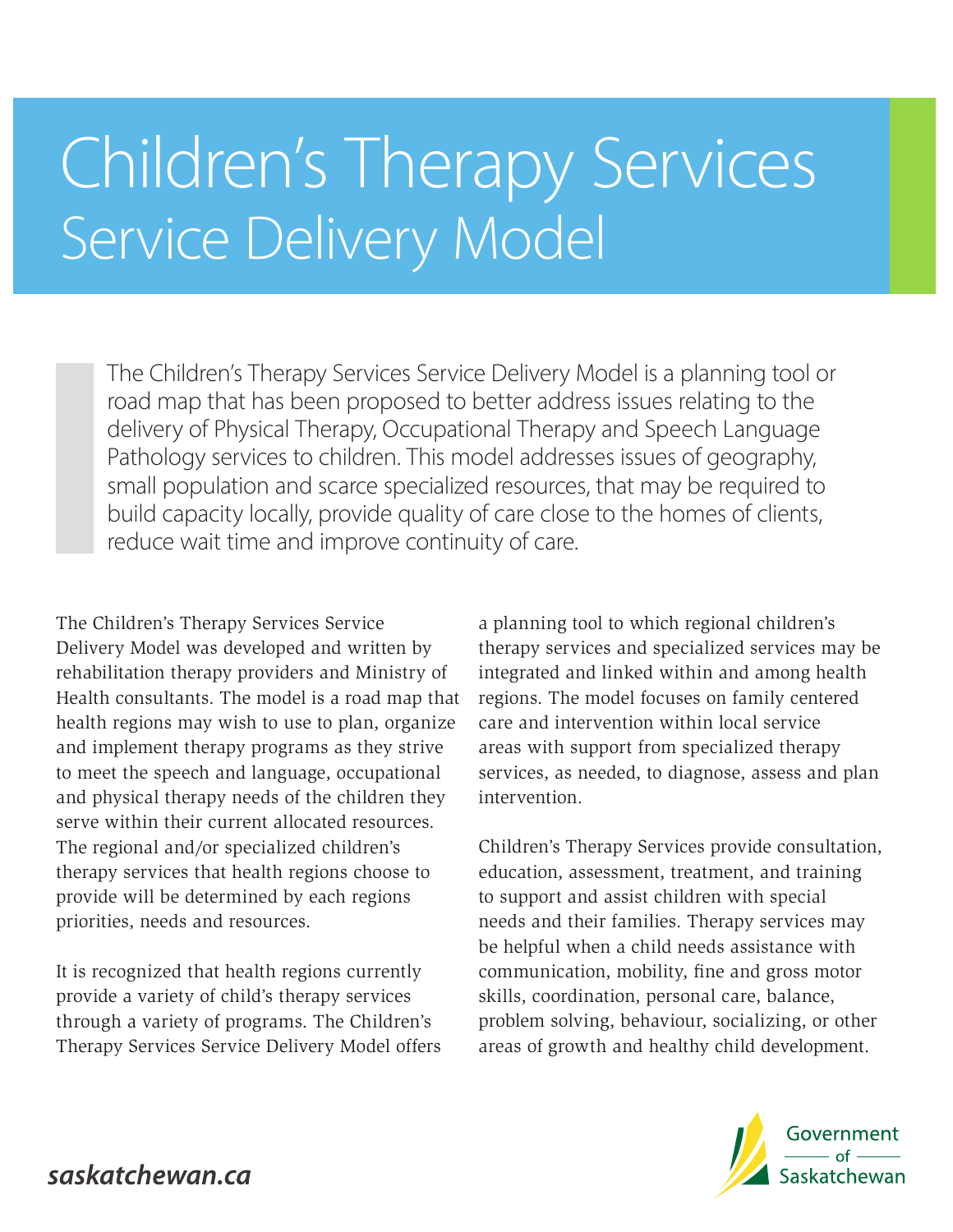# Children's Therapy Services

## Service Delivery Model

> The Children's Therapy Services Service Delivery Model is a planning tool or road map that has been proposed to better address issues relating to the delivery of Physical Therapy, Occupational Therapy and Speech Language Pathology services to children. This model addresses issues of geography, small population and scarce specialized resources, that may be required to build capacity locally, provide quality of care close to the homes of clients, reduce wait time and improve continuity of care.

The Children's Therapy Services Service Delivery Model was developed and written by rehabilitation therapy providers and Ministry of Health consultants. The model is a road map that health regions may wish to use to plan, organize and implement therapy programs as they strive to meet the speech and language, occupational and physical therapy needs of the children they serve within their current allocated resources. The regional and/or specialized children's therapy services that health regions choose to provide will be determined by each regions priorities, needs and resources.

It is recognized that health regions currently provide a variety of child's therapy services through a variety of programs. The Children's Therapy Services Service Delivery Model offers a planning tool to which regional children's therapy services and specialized services may be integrated and linked within and among health regions. The model focuses on family centered care and intervention within local service areas with support from specialized therapy services, as needed, to diagnose, assess and plan intervention.

Children's Therapy Services provide consultation, education, assessment, treatment, and training to support and assist children with special needs and their families. Therapy services may be helpful when a child needs assistance with communication, mobility, fine and gross motor skills, coordination, personal care, balance, problem solving, behaviour, socializing, or other areas of growth and healthy child development.

*saskatchewan.ca*

Government of Saskatchewan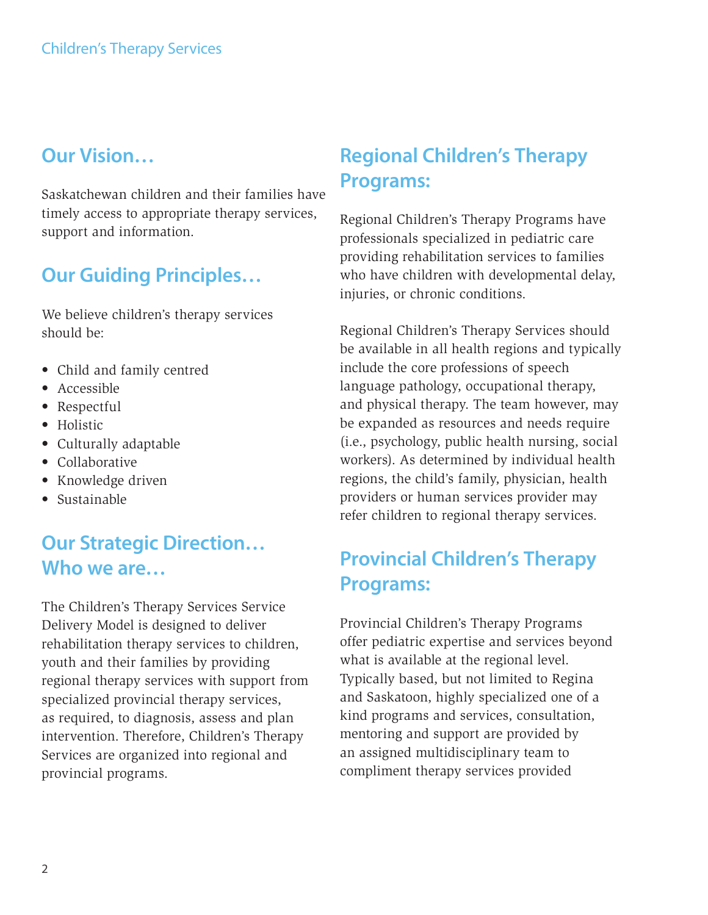## Our Vision…

Saskatchewan children and their families have timely access to appropriate therapy services, support and information.

## Our Guiding Principles…

We believe children's therapy services should be:

- Child and family centred
- Accessible
- Respectful
- Holistic
- Culturally adaptable
- Collaborative
- Knowledge driven
- Sustainable

## Our Strategic Direction… Who we are…

The Children's Therapy Services Service Delivery Model is designed to deliver rehabilitation therapy services to children, youth and their families by providing regional therapy services with support from specialized provincial therapy services, as required, to diagnosis, assess and plan intervention. Therefore, Children's Therapy Services are organized into regional and provincial programs.

## Regional Children's Therapy Programs:

Regional Children's Therapy Programs have professionals specialized in pediatric care providing rehabilitation services to families who have children with developmental delay, injuries, or chronic conditions.

Regional Children's Therapy Services should be available in all health regions and typically include the core professions of speech language pathology, occupational therapy, and physical therapy. The team however, may be expanded as resources and needs require (i.e., psychology, public health nursing, social workers). As determined by individual health regions, the child's family, physician, health providers or human services provider may refer children to regional therapy services.

## Provincial Children's Therapy Programs:

Provincial Children's Therapy Programs offer pediatric expertise and services beyond what is available at the regional level. Typically based, but not limited to Regina and Saskatoon, highly specialized one of a kind programs and services, consultation, mentoring and support are provided by an assigned multidisciplinary team to compliment therapy services provided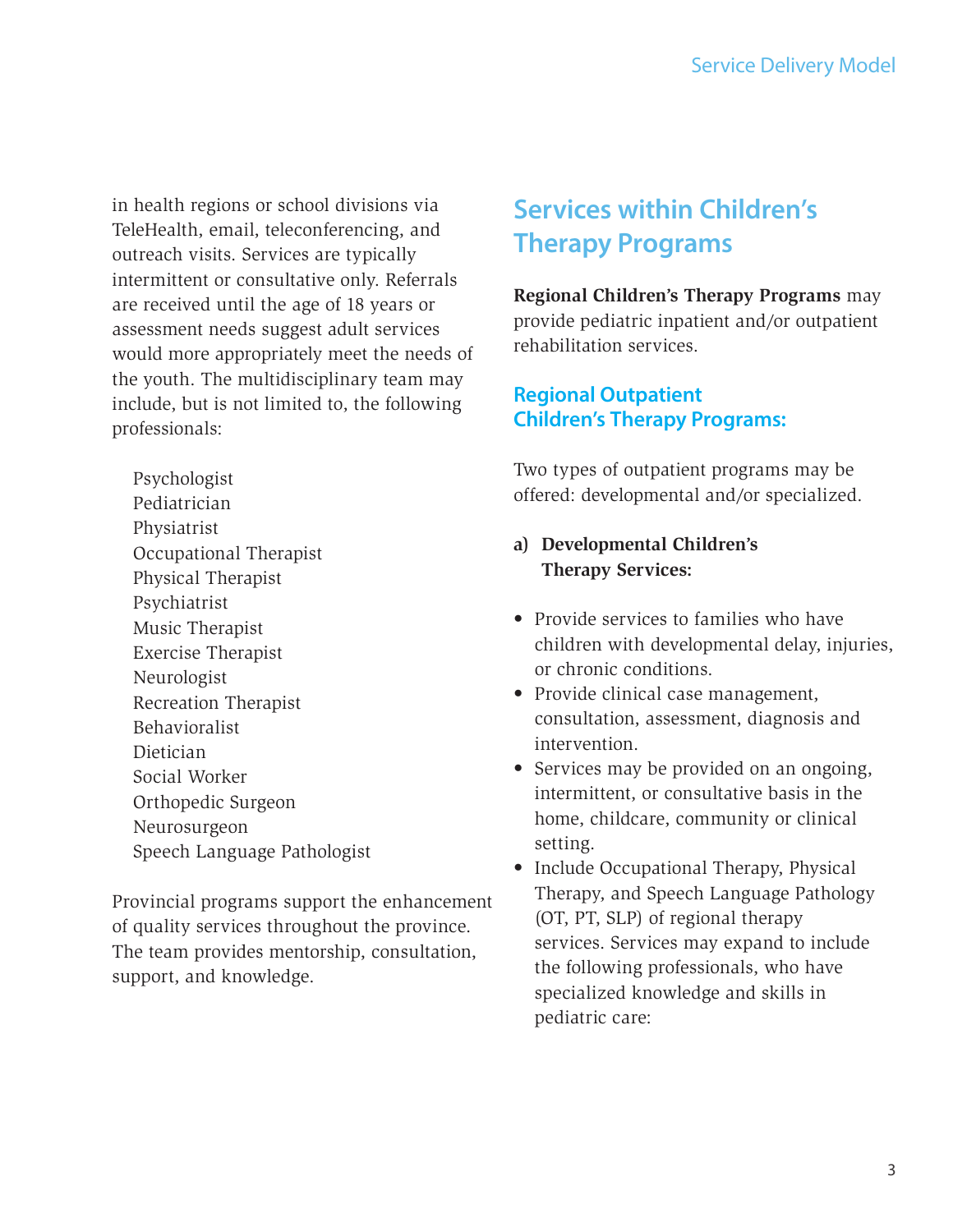in health regions or school divisions via TeleHealth, email, teleconferencing, and outreach visits. Services are typically intermittent or consultative only. Referrals are received until the age of 18 years or assessment needs suggest adult services would more appropriately meet the needs of the youth. The multidisciplinary team may include, but is not limited to, the following professionals:

- Psychologist
- Pediatrician
- Physiatrist
- Occupational Therapist
- Physical Therapist
- Psychiatrist
- Music Therapist
- Exercise Therapist
- Neurologist
- Recreation Therapist
- Behavioralist
- Dietician
- Social Worker
- Orthopedic Surgeon
- Neurosurgeon
- Speech Language Pathologist

Provincial programs support the enhancement of quality services throughout the province. The team provides mentorship, consultation, support, and knowledge.

## Services within Children's Therapy Programs

**Regional Children's Therapy Programs** may provide pediatric inpatient and/or outpatient rehabilitation services.

### Regional Outpatient Children's Therapy Programs:

Two types of outpatient programs may be offered: developmental and/or specialized.

**a) Developmental Children's Therapy Services:**

- Provide services to families who have children with developmental delay, injuries, or chronic conditions.
- Provide clinical case management, consultation, assessment, diagnosis and intervention.
- Services may be provided on an ongoing, intermittent, or consultative basis in the home, childcare, community or clinical setting.
- Include Occupational Therapy, Physical Therapy, and Speech Language Pathology (OT, PT, SLP) of regional therapy services. Services may expand to include the following professionals, who have specialized knowledge and skills in pediatric care: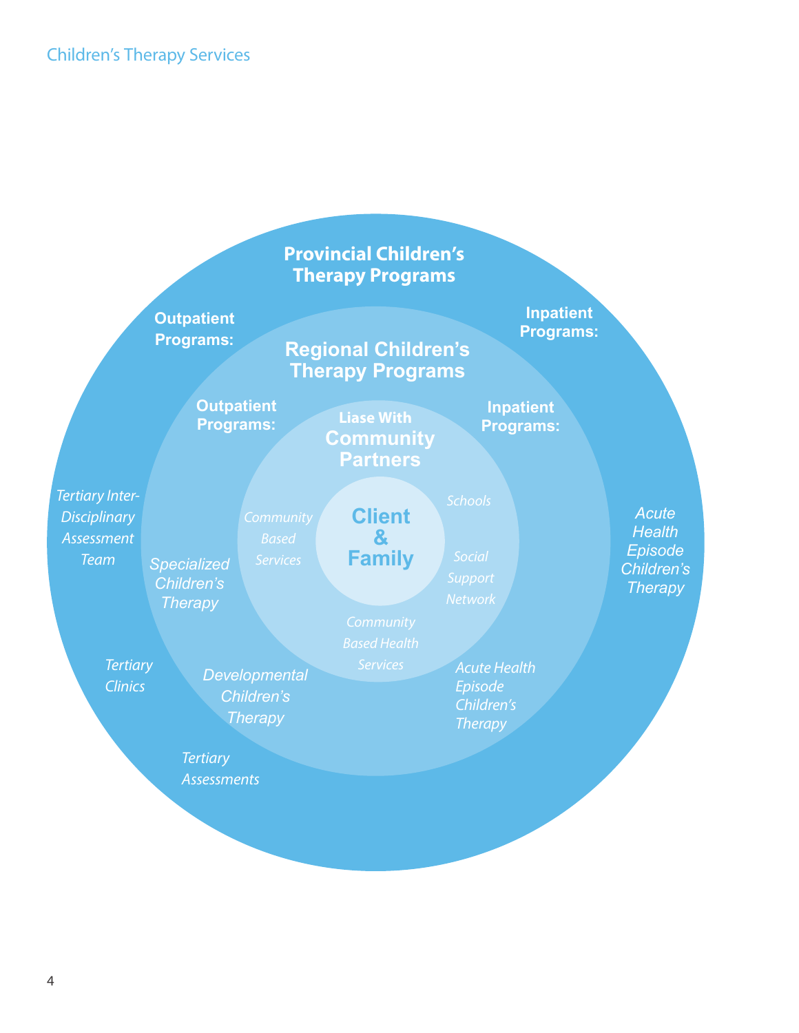**Provincial Children's Therapy Programs**

**Outpatient Programs:**

*Tertiary Inter-Disciplinary Assessment Team*

*Tertiary Clinics*

*Tertiary Assessments*

**Inpatient Programs:**

*Acute Health Episode Children's Therapy*

**Regional Children's Therapy Programs**

**Outpatient Programs:**

*Specialized Children's Therapy*

*Developmental Children's Therapy*

**Inpatient Programs:**

*Acute Health Episode Children's Therapy*

**Liase With Community Partners**

*Community Based Services*

*Schools*

*Social Support Network*

*Community Based Health Services*

**Client & Family**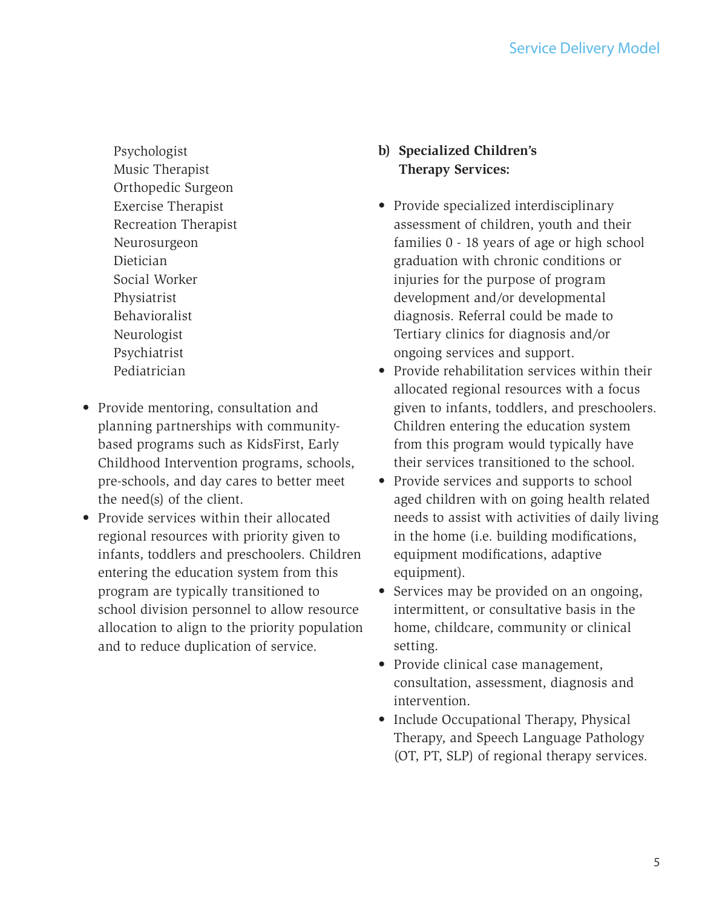Psychologist
Music Therapist
Orthopedic Surgeon
Exercise Therapist
Recreation Therapist
Neurosurgeon
Dietician
Social Worker
Physiatrist
Behavioralist
Neurologist
Psychiatrist
Pediatrician

- Provide mentoring, consultation and planning partnerships with community-based programs such as KidsFirst, Early Childhood Intervention programs, schools, pre-schools, and day cares to better meet the need(s) of the client.
- Provide services within their allocated regional resources with priority given to infants, toddlers and preschoolers. Children entering the education system from this program are typically transitioned to school division personnel to allow resource allocation to align to the priority population and to reduce duplication of service.

**b) Specialized Children's Therapy Services:**

- Provide specialized interdisciplinary assessment of children, youth and their families 0 - 18 years of age or high school graduation with chronic conditions or injuries for the purpose of program development and/or developmental diagnosis. Referral could be made to Tertiary clinics for diagnosis and/or ongoing services and support.
- Provide rehabilitation services within their allocated regional resources with a focus given to infants, toddlers, and preschoolers. Children entering the education system from this program would typically have their services transitioned to the school.
- Provide services and supports to school aged children with on going health related needs to assist with activities of daily living in the home (i.e. building modifications, equipment modifications, adaptive equipment).
- Services may be provided on an ongoing, intermittent, or consultative basis in the home, childcare, community or clinical setting.
- Provide clinical case management, consultation, assessment, diagnosis and intervention.
- Include Occupational Therapy, Physical Therapy, and Speech Language Pathology (OT, PT, SLP) of regional therapy services.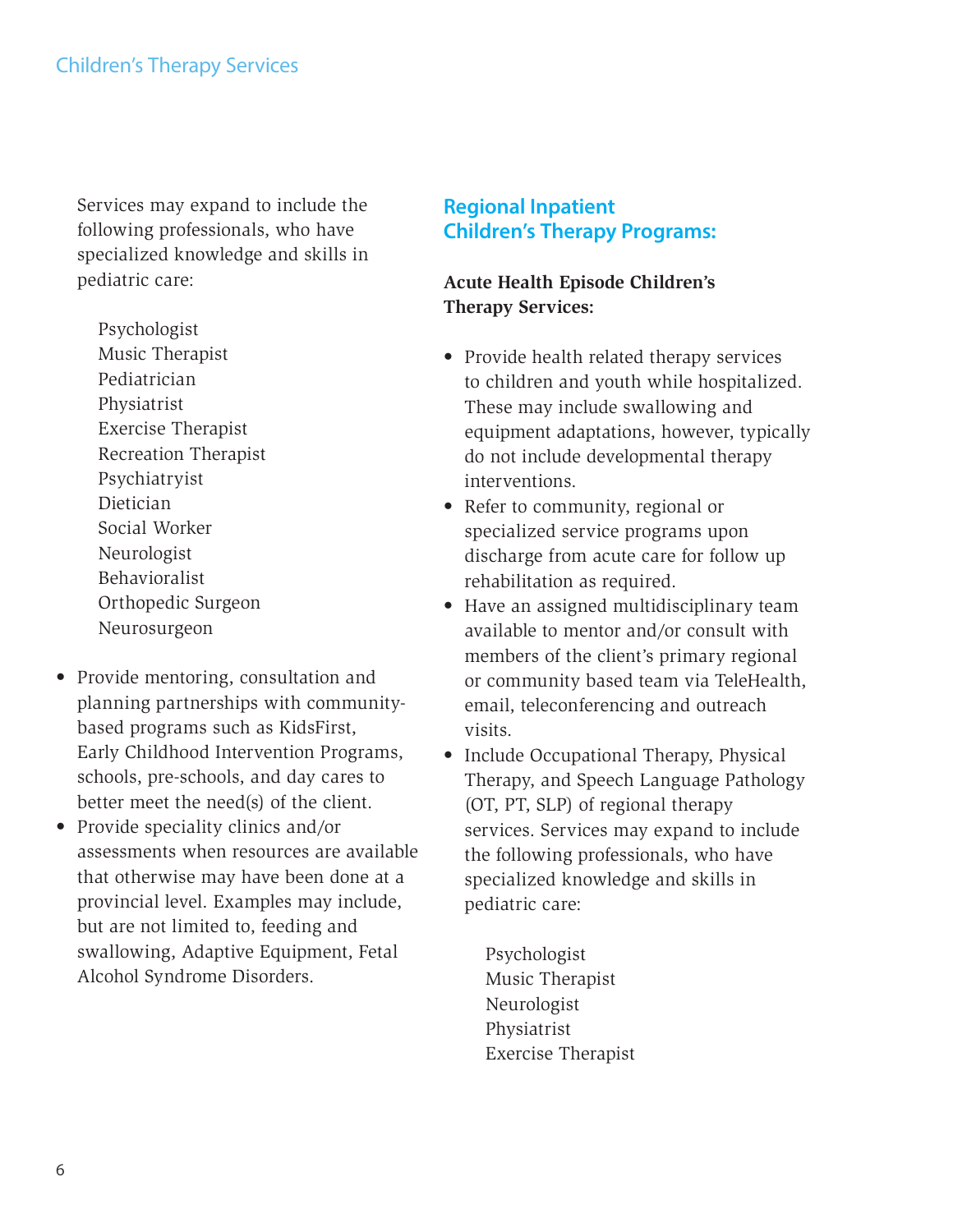Services may expand to include the following professionals, who have specialized knowledge and skills in pediatric care:

Psychologist
Music Therapist
Pediatrician
Physiatrist
Exercise Therapist
Recreation Therapist
Psychiatryist
Dietician
Social Worker
Neurologist
Behavioralist
Orthopedic Surgeon
Neurosurgeon

- Provide mentoring, consultation and planning partnerships with community-based programs such as KidsFirst, Early Childhood Intervention Programs, schools, pre-schools, and day cares to better meet the need(s) of the client.
- Provide speciality clinics and/or assessments when resources are available that otherwise may have been done at a provincial level. Examples may include, but are not limited to, feeding and swallowing, Adaptive Equipment, Fetal Alcohol Syndrome Disorders.

## Regional Inpatient Children's Therapy Programs:

**Acute Health Episode Children's Therapy Services:**

- Provide health related therapy services to children and youth while hospitalized. These may include swallowing and equipment adaptations, however, typically do not include developmental therapy interventions.
- Refer to community, regional or specialized service programs upon discharge from acute care for follow up rehabilitation as required.
- Have an assigned multidisciplinary team available to mentor and/or consult with members of the client's primary regional or community based team via TeleHealth, email, teleconferencing and outreach visits.
- Include Occupational Therapy, Physical Therapy, and Speech Language Pathology (OT, PT, SLP) of regional therapy services. Services may expand to include the following professionals, who have specialized knowledge and skills in pediatric care:

  Psychologist
  Music Therapist
  Neurologist
  Physiatrist
  Exercise Therapist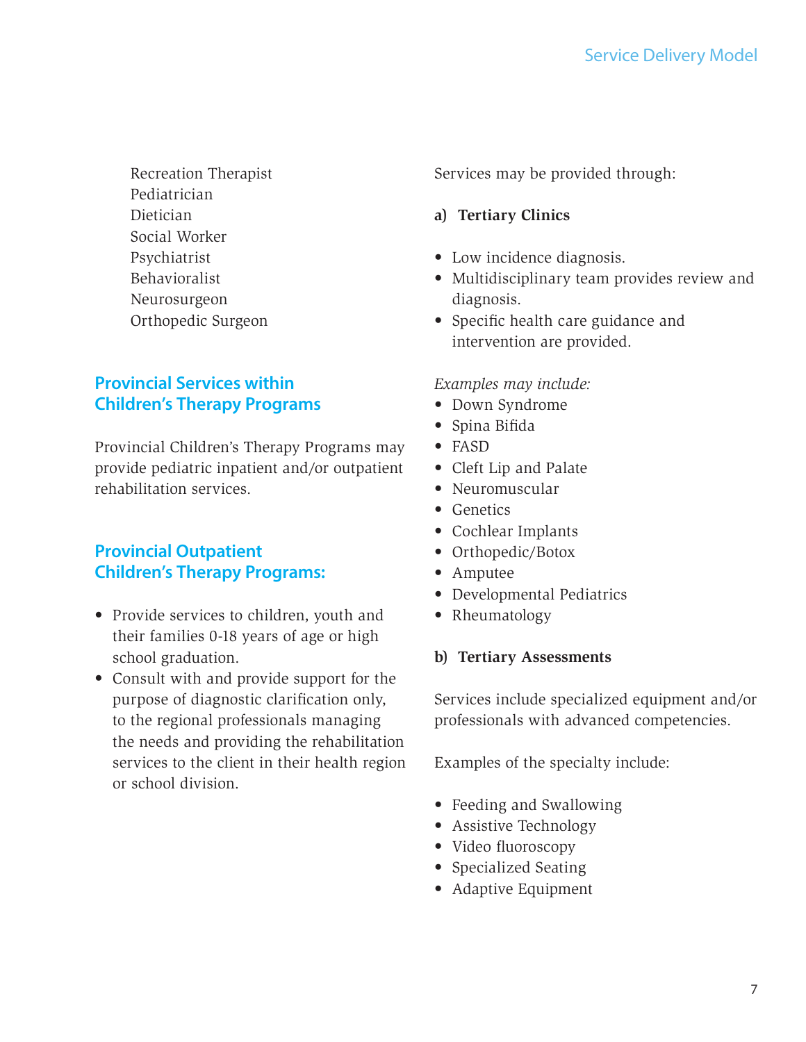Recreation Therapist
Pediatrician
Dietician
Social Worker
Psychiatrist
Behavioralist
Neurosurgeon
Orthopedic Surgeon

## Provincial Services within Children's Therapy Programs

Provincial Children's Therapy Programs may provide pediatric inpatient and/or outpatient rehabilitation services.

## Provincial Outpatient Children's Therapy Programs:

- Provide services to children, youth and their families 0-18 years of age or high school graduation.
- Consult with and provide support for the purpose of diagnostic clarification only, to the regional professionals managing the needs and providing the rehabilitation services to the client in their health region or school division.

Services may be provided through:

**a) Tertiary Clinics**

- Low incidence diagnosis.
- Multidisciplinary team provides review and diagnosis.
- Specific health care guidance and intervention are provided.

*Examples may include:*

- Down Syndrome
- Spina Bifida
- FASD
- Cleft Lip and Palate
- Neuromuscular
- Genetics
- Cochlear Implants
- Orthopedic/Botox
- Amputee
- Developmental Pediatrics
- Rheumatology

**b) Tertiary Assessments**

Services include specialized equipment and/or professionals with advanced competencies.

Examples of the specialty include:

- Feeding and Swallowing
- Assistive Technology
- Video fluoroscopy
- Specialized Seating
- Adaptive Equipment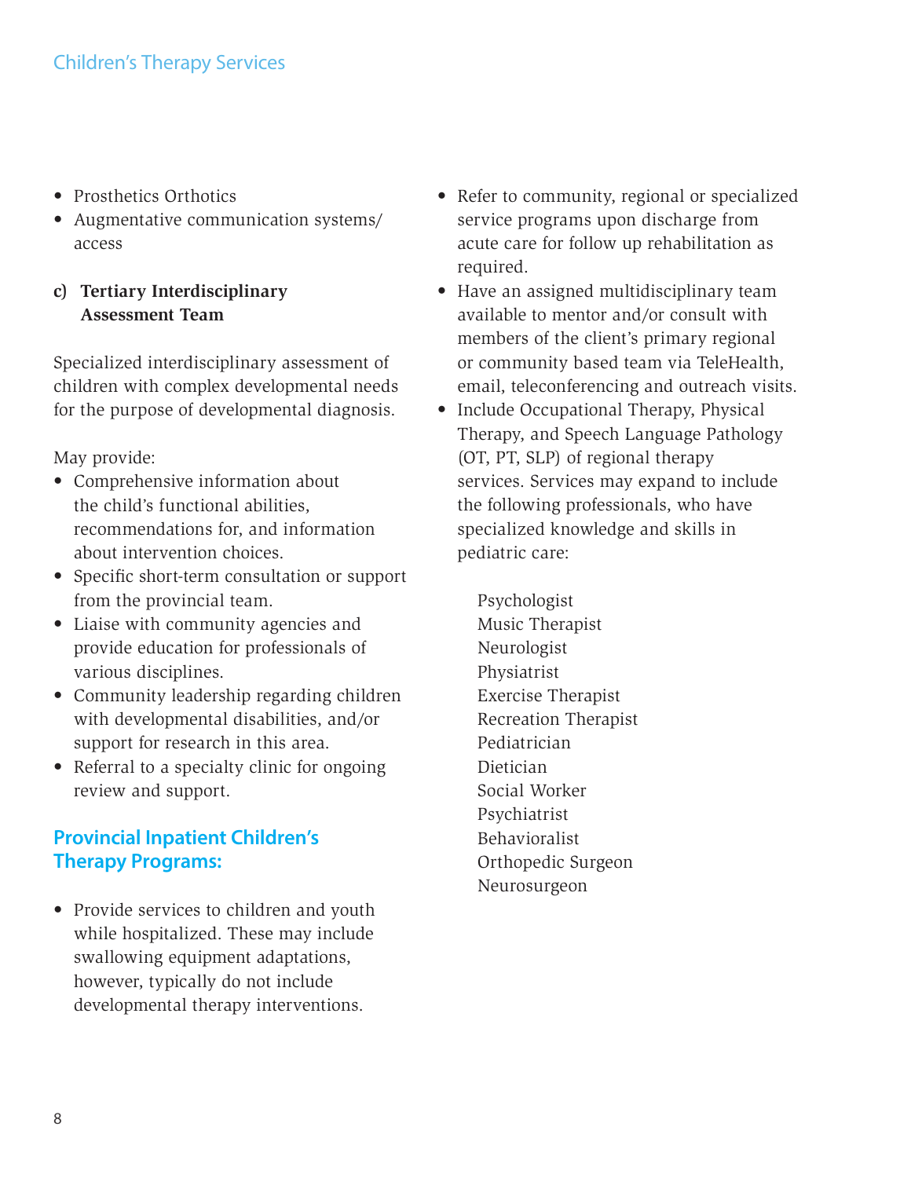- Prosthetics Orthotics
- Augmentative communication systems/ access

**c) Tertiary Interdisciplinary Assessment Team**

Specialized interdisciplinary assessment of children with complex developmental needs for the purpose of developmental diagnosis.

May provide:

- Comprehensive information about the child's functional abilities, recommendations for, and information about intervention choices.
- Specific short-term consultation or support from the provincial team.
- Liaise with community agencies and provide education for professionals of various disciplines.
- Community leadership regarding children with developmental disabilities, and/or support for research in this area.
- Referral to a specialty clinic for ongoing review and support.

## Provincial Inpatient Children's Therapy Programs:

- Provide services to children and youth while hospitalized. These may include swallowing equipment adaptations, however, typically do not include developmental therapy interventions.
- Refer to community, regional or specialized service programs upon discharge from acute care for follow up rehabilitation as required.
- Have an assigned multidisciplinary team available to mentor and/or consult with members of the client's primary regional or community based team via TeleHealth, email, teleconferencing and outreach visits.
- Include Occupational Therapy, Physical Therapy, and Speech Language Pathology (OT, PT, SLP) of regional therapy services. Services may expand to include the following professionals, who have specialized knowledge and skills in pediatric care:

  Psychologist
  Music Therapist
  Neurologist
  Physiatrist
  Exercise Therapist
  Recreation Therapist
  Pediatrician
  Dietician
  Social Worker
  Psychiatrist
  Behavioralist
  Orthopedic Surgeon
  Neurosurgeon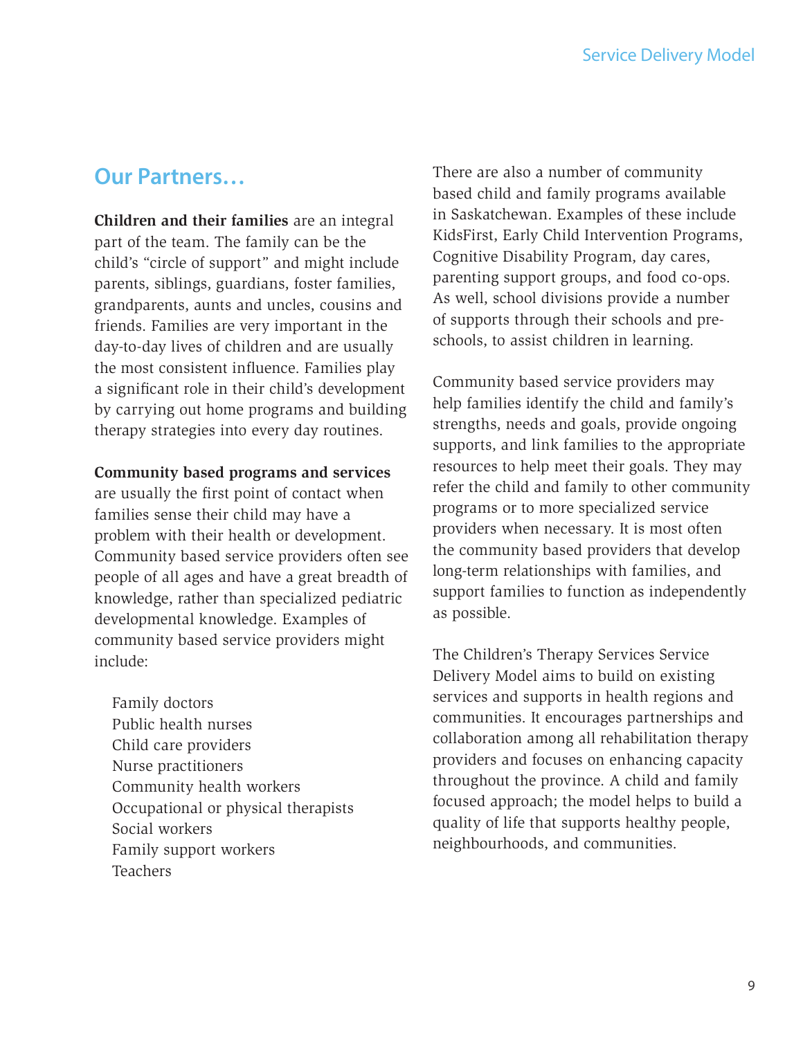## Our Partners…

**Children and their families** are an integral part of the team. The family can be the child's "circle of support" and might include parents, siblings, guardians, foster families, grandparents, aunts and uncles, cousins and friends. Families are very important in the day-to-day lives of children and are usually the most consistent influence. Families play a significant role in their child's development by carrying out home programs and building therapy strategies into every day routines.

**Community based programs and services** are usually the first point of contact when families sense their child may have a problem with their health or development. Community based service providers often see people of all ages and have a great breadth of knowledge, rather than specialized pediatric developmental knowledge. Examples of community based service providers might include:

- Family doctors
- Public health nurses
- Child care providers
- Nurse practitioners
- Community health workers
- Occupational or physical therapists
- Social workers
- Family support workers
- Teachers

There are also a number of community based child and family programs available in Saskatchewan. Examples of these include KidsFirst, Early Child Intervention Programs, Cognitive Disability Program, day cares, parenting support groups, and food co-ops. As well, school divisions provide a number of supports through their schools and pre-schools, to assist children in learning.

Community based service providers may help families identify the child and family's strengths, needs and goals, provide ongoing supports, and link families to the appropriate resources to help meet their goals. They may refer the child and family to other community programs or to more specialized service providers when necessary. It is most often the community based providers that develop long-term relationships with families, and support families to function as independently as possible.

The Children's Therapy Services Service Delivery Model aims to build on existing services and supports in health regions and communities. It encourages partnerships and collaboration among all rehabilitation therapy providers and focuses on enhancing capacity throughout the province. A child and family focused approach; the model helps to build a quality of life that supports healthy people, neighbourhoods, and communities.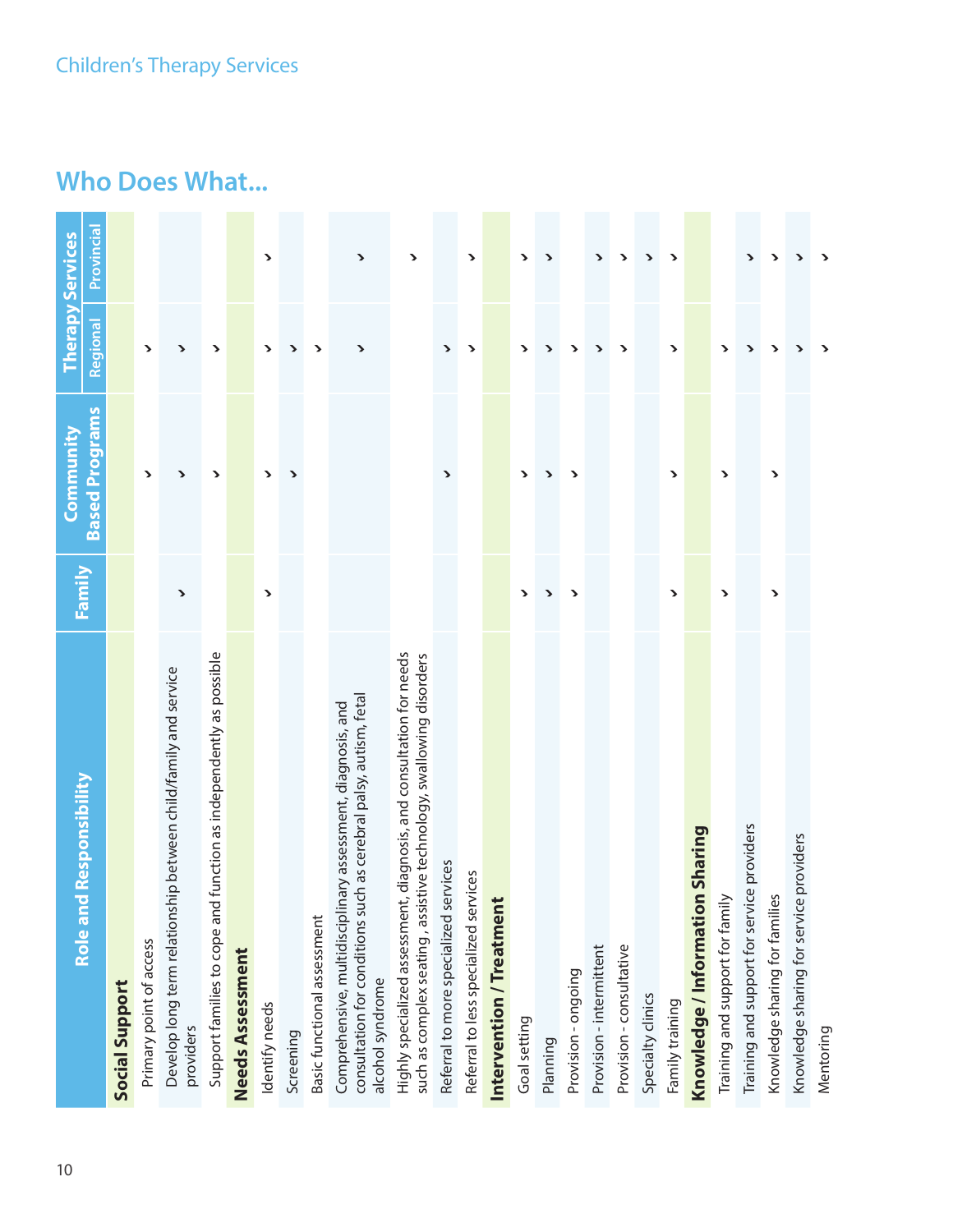## Who Does What...

| Role and Responsibility | Family | Community Based Programs | Therapy Services | |
|---|---|---|---|---|
| | | | Regional | Provincial |
| **Social Support** | | | | |
| Primary point of access | | ✓ | ✓ | |
| Develop long term relationship between child/family and service providers | ✓ | ✓ | ✓ | |
| Support families to cope and function as independently as possible | | ✓ | ✓ | |
| **Needs Assessment** | | | | |
| Identify needs | ✓ | ✓ | ✓ | ✓ |
| Screening | | ✓ | ✓ | |
| Basic functional assessment | | | ✓ | |
| Comprehensive, multidisciplinary assessment, diagnosis, and consultation for conditions such as cerebral palsy, autism, fetal alcohol syndrome | | | ✓ | ✓ |
| Highly specialized assessment, diagnosis, and consultation for needs such as complex seating, assistive technology, swallowing disorders | | | | ✓ |
| Referral to more specialized services | | ✓ | ✓ | |
| Referral to less specialized services | | | ✓ | ✓ |
| **Intervention / Treatment** | | | | |
| Goal setting | ✓ | ✓ | ✓ | ✓ |
| Planning | ✓ | ✓ | ✓ | ✓ |
| Provision - ongoing | ✓ | ✓ | ✓ | |
| Provision - intermittent | | | ✓ | ✓ |
| Provision - consultative | | | ✓ | ✓ |
| Specialty clinics | | | | ✓ |
| Family training | ✓ | ✓ | ✓ | ✓ |
| **Knowledge / Information Sharing** | | | | |
| Training and support for family | ✓ | ✓ | ✓ | |
| Training and support for service providers | | | ✓ | ✓ |
| Knowledge sharing for families | ✓ | ✓ | ✓ | ✓ |
| Knowledge sharing for service providers | | | ✓ | ✓ |
| Mentoring | | | ✓ | ✓ |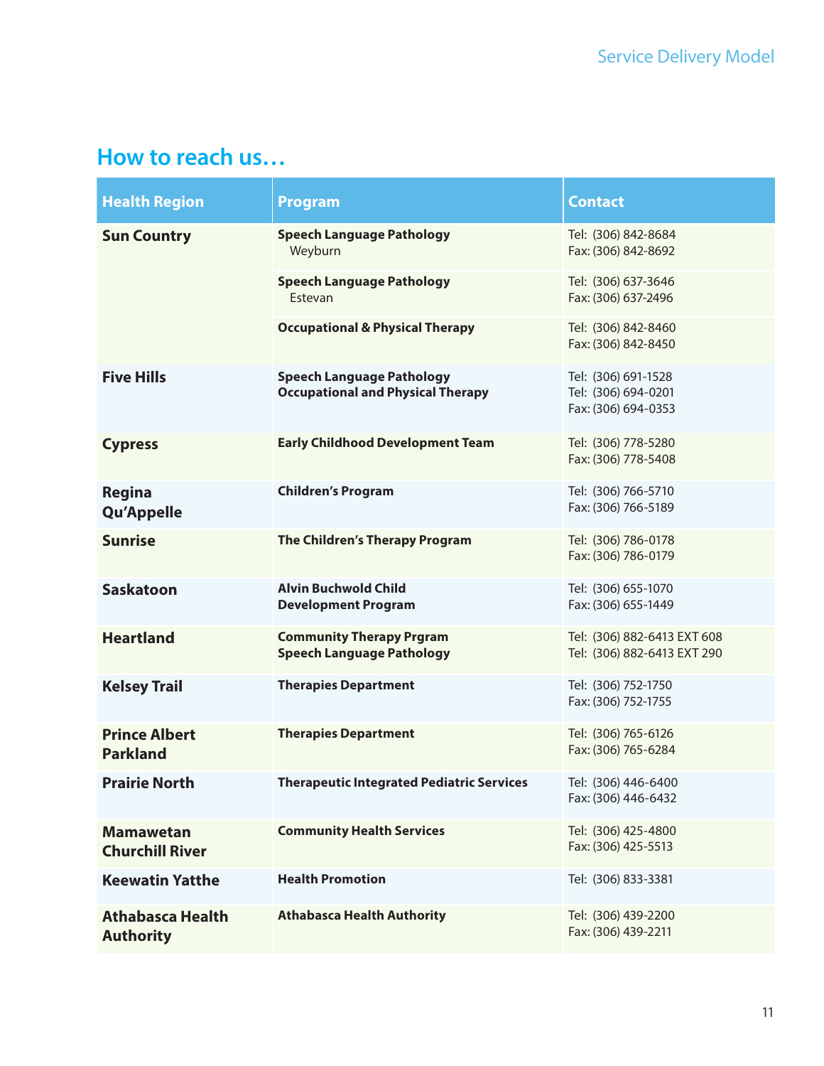## How to reach us…

| Health Region | Program | Contact |
|---|---|---|
| **Sun Country** | **Speech Language Pathology** Weyburn | Tel: (306) 842-8684<br>Fax: (306) 842-8692 |
| | **Speech Language Pathology** Estevan | Tel: (306) 637-3646<br>Fax: (306) 637-2496 |
| | **Occupational & Physical Therapy** | Tel: (306) 842-8460<br>Fax: (306) 842-8450 |
| **Five Hills** | **Speech Language Pathology**<br>**Occupational and Physical Therapy** | Tel: (306) 691-1528<br>Tel: (306) 694-0201<br>Fax: (306) 694-0353 |
| **Cypress** | **Early Childhood Development Team** | Tel: (306) 778-5280<br>Fax: (306) 778-5408 |
| **Regina Qu'Appelle** | **Children's Program** | Tel: (306) 766-5710<br>Fax: (306) 766-5189 |
| **Sunrise** | **The Children's Therapy Program** | Tel: (306) 786-0178<br>Fax: (306) 786-0179 |
| **Saskatoon** | **Alvin Buchwold Child Development Program** | Tel: (306) 655-1070<br>Fax: (306) 655-1449 |
| **Heartland** | **Community Therapy Prgram**<br>**Speech Language Pathology** | Tel: (306) 882-6413 EXT 608<br>Tel: (306) 882-6413 EXT 290 |
| **Kelsey Trail** | **Therapies Department** | Tel: (306) 752-1750<br>Fax: (306) 752-1755 |
| **Prince Albert Parkland** | **Therapies Department** | Tel: (306) 765-6126<br>Fax: (306) 765-6284 |
| **Prairie North** | **Therapeutic Integrated Pediatric Services** | Tel: (306) 446-6400<br>Fax: (306) 446-6432 |
| **Mamawetan Churchill River** | **Community Health Services** | Tel: (306) 425-4800<br>Fax: (306) 425-5513 |
| **Keewatin Yatthe** | **Health Promotion** | Tel: (306) 833-3381 |
| **Athabasca Health Authority** | **Athabasca Health Authority** | Tel: (306) 439-2200<br>Fax: (306) 439-2211 |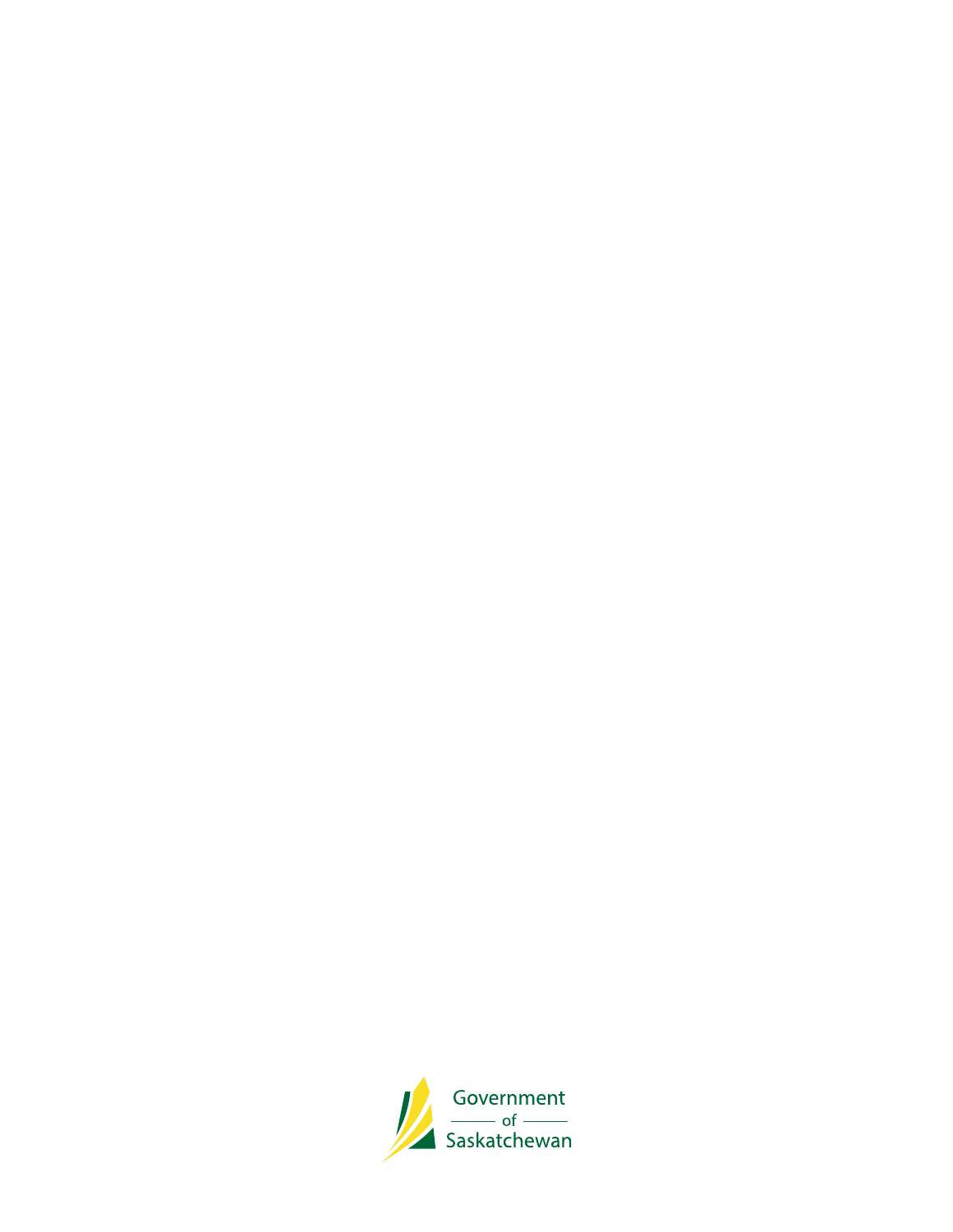Government
of
Saskatchewan